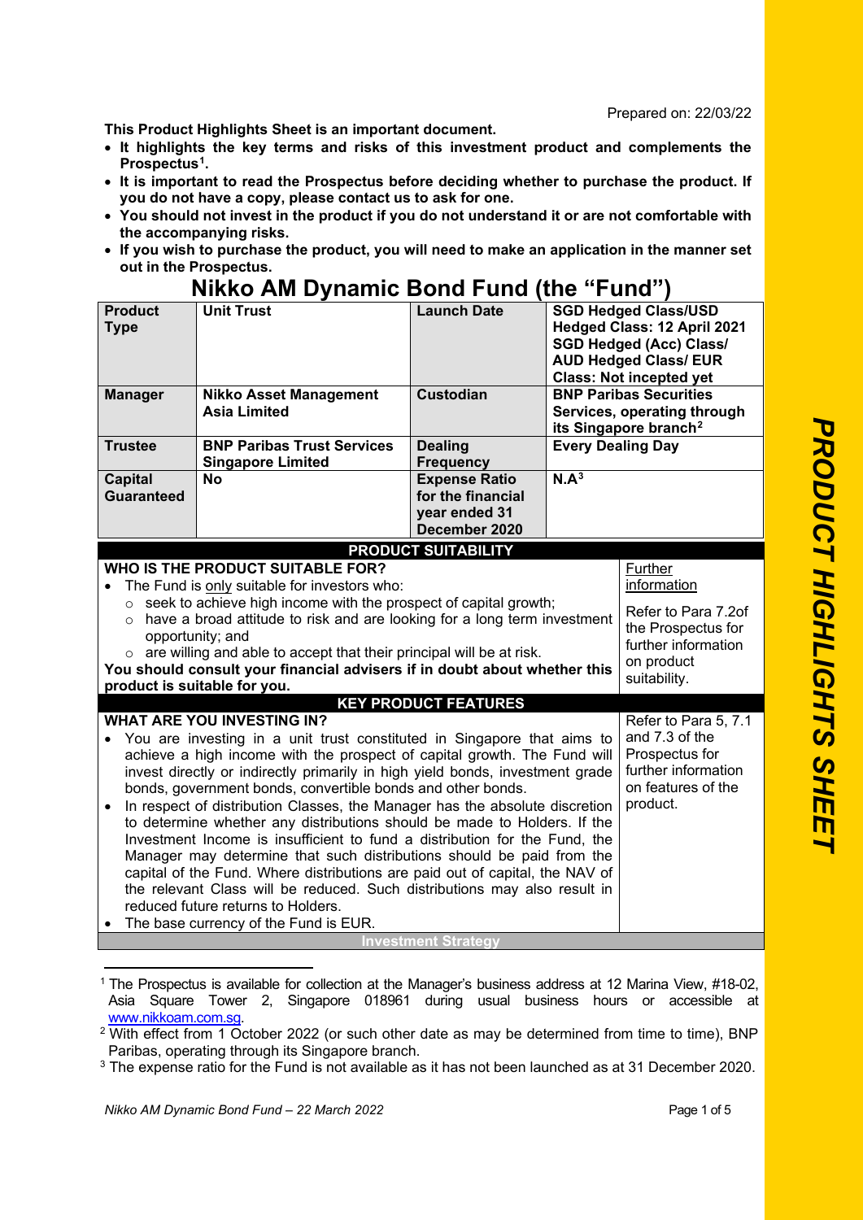Prepared on: 22/03/22

**This Product Highlights Sheet is an important document.**

- **It highlights the key terms and risks of this investment product and complements the Prospectus[1].**
- **It is important to read the Prospectus before deciding whether to purchase the product. If you do not have a copy, please contact us to ask for one.**
- **You should not invest in the product if you do not understand it or are not comfortable with the accompanying risks.**
- **If you wish to purchase the product, you will need to make an application in the manner set out in the Prospectus.**

# Nikko AM Dynamic Bond Fund (the "Fund")

| **Product Type** | **Unit Trust** | **Launch Date** | **SGD Hedged Class/USD Hedged Class: 12 April 2021 SGD Hedged (Acc) Class/ AUD Hedged Class/ EUR Class: Not incepted yet** |
|---|---|---|---|
| **Manager** | **Nikko Asset Management Asia Limited** | **Custodian** | **BNP Paribas Securities Services, operating through its Singapore branch[2]** |
| **Trustee** | **BNP Paribas Trust Services Singapore Limited** | **Dealing Frequency** | **Every Dealing Day** |
| **Capital Guaranteed** | **No** | **Expense Ratio for the financial year ended 31 December 2020** | **N.A[3]** |

## PRODUCT SUITABILITY

**WHO IS THE PRODUCT SUITABLE FOR?**

- The Fund is only suitable for investors who:
  - seek to achieve high income with the prospect of capital growth;
  - have a broad attitude to risk and are looking for a long term investment opportunity; and
  - are willing and able to accept that their principal will be at risk.

**You should consult your financial advisers if in doubt about whether this product is suitable for you.**

Further information

Refer to Para 7.2of the Prospectus for further information on product suitability.

## KEY PRODUCT FEATURES

**WHAT ARE YOU INVESTING IN?**

- You are investing in a unit trust constituted in Singapore that aims to achieve a high income with the prospect of capital growth. The Fund will invest directly or indirectly primarily in high yield bonds, investment grade bonds, government bonds, convertible bonds and other bonds.
- In respect of distribution Classes, the Manager has the absolute discretion to determine whether any distributions should be made to Holders. If the Investment Income is insufficient to fund a distribution for the Fund, the Manager may determine that such distributions should be paid from the capital of the Fund. Where distributions are paid out of capital, the NAV of the relevant Class will be reduced. Such distributions may also result in reduced future returns to Holders.
- The base currency of the Fund is EUR.

Refer to Para 5, 7.1 and 7.3 of the Prospectus for further information on features of the product.

**Investment Strategy**

---

[1] The Prospectus is available for collection at the Manager's business address at 12 Marina View, #18-02, Asia Square Tower 2, Singapore 018961 during usual business hours or accessible at www.nikkoam.com.sg.

[2] With effect from 1 October 2022 (or such other date as may be determined from time to time), BNP Paribas, operating through its Singapore branch.

[3] The expense ratio for the Fund is not available as it has not been launched as at 31 December 2020.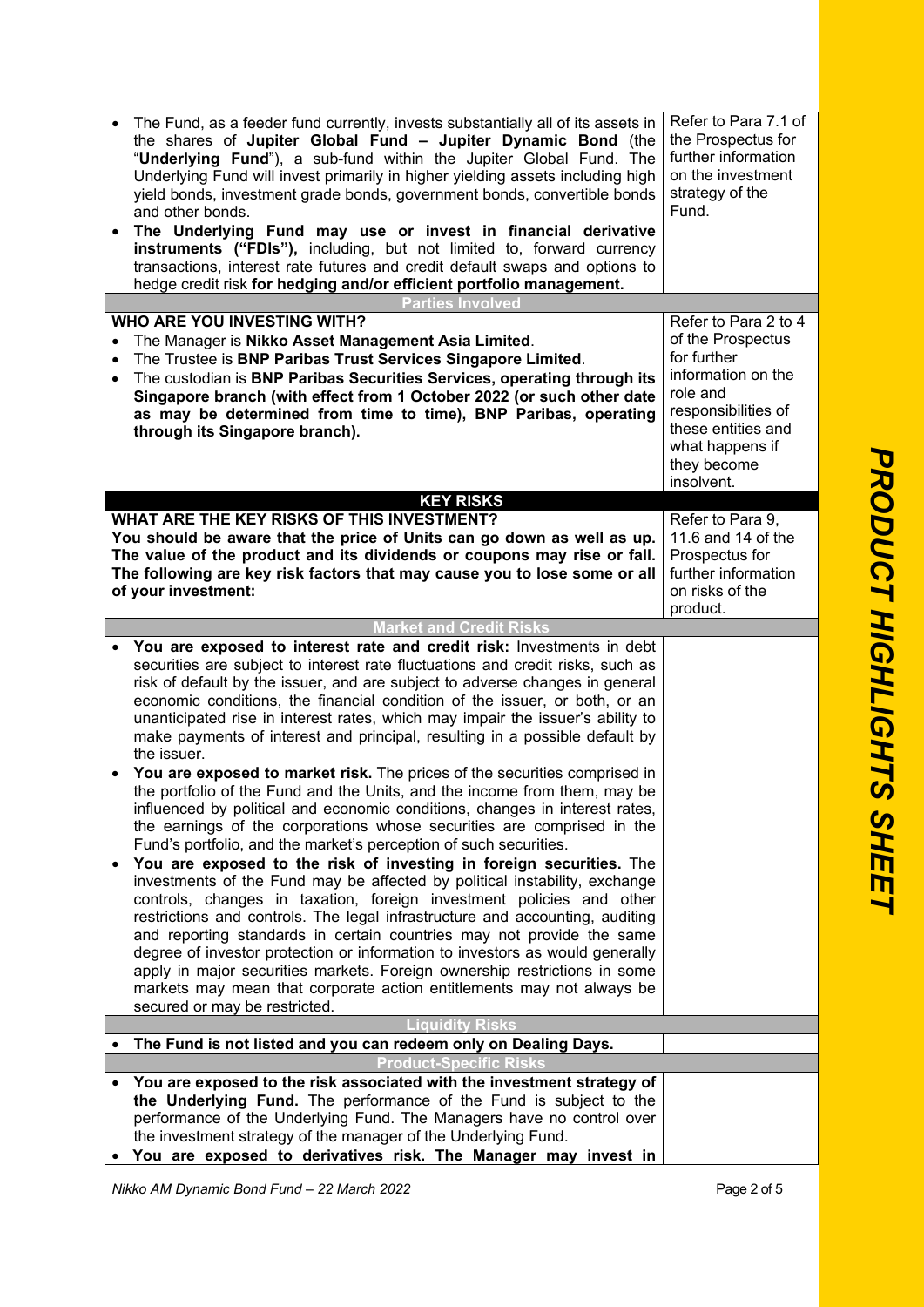| | |
|---|---|
| • The Fund, as a feeder fund currently, invests substantially all of its assets in the shares of **Jupiter Global Fund – Jupiter Dynamic Bond** (the "**Underlying Fund**"), a sub-fund within the Jupiter Global Fund. The Underlying Fund will invest primarily in higher yielding assets including high yield bonds, investment grade bonds, government bonds, convertible bonds and other bonds.<br>• **The Underlying Fund may use or invest in financial derivative instruments ("FDIs"),** including, but not limited to, forward currency transactions, interest rate futures and credit default swaps and options to hedge credit risk **for hedging and/or efficient portfolio management.** | Refer to Para 7.1 of the Prospectus for further information on the investment strategy of the Fund. |
| **Parties Involved** | |
| **WHO ARE YOU INVESTING WITH?**<br>• The Manager is **Nikko Asset Management Asia Limited**.<br>• The Trustee is **BNP Paribas Trust Services Singapore Limited**.<br>• The custodian is **BNP Paribas Securities Services, operating through its Singapore branch (with effect from 1 October 2022 (or such other date as may be determined from time to time), BNP Paribas, operating through its Singapore branch).** | Refer to Para 2 to 4 of the Prospectus for further information on the role and responsibilities of these entities and what happens if they become insolvent. |
| **KEY RISKS** | |
| **WHAT ARE THE KEY RISKS OF THIS INVESTMENT?**<br>**You should be aware that the price of Units can go down as well as up. The value of the product and its dividends or coupons may rise or fall. The following are key risk factors that may cause you to lose some or all of your investment:** | Refer to Para 9, 11.6 and 14 of the Prospectus for further information on risks of the product. |
| **Market and Credit Risks** | |
| • **You are exposed to interest rate and credit risk:** Investments in debt securities are subject to interest rate fluctuations and credit risks, such as risk of default by the issuer, and are subject to adverse changes in general economic conditions, the financial condition of the issuer, or both, or an unanticipated rise in interest rates, which may impair the issuer's ability to make payments of interest and principal, resulting in a possible default by the issuer.<br>• **You are exposed to market risk.** The prices of the securities comprised in the portfolio of the Fund and the Units, and the income from them, may be influenced by political and economic conditions, changes in interest rates, the earnings of the corporations whose securities are comprised in the Fund's portfolio, and the market's perception of such securities.<br>• **You are exposed to the risk of investing in foreign securities.** The investments of the Fund may be affected by political instability, exchange controls, changes in taxation, foreign investment policies and other restrictions and controls. The legal infrastructure and accounting, auditing and reporting standards in certain countries may not provide the same degree of investor protection or information to investors as would generally apply in major securities markets. Foreign ownership restrictions in some markets may mean that corporate action entitlements may not always be secured or may be restricted. | |
| **Liquidity Risks** | |
| • **The Fund is not listed and you can redeem only on Dealing Days.** | |
| **Product-Specific Risks** | |
| • **You are exposed to the risk associated with the investment strategy of the Underlying Fund.** The performance of the Fund is subject to the performance of the Underlying Fund. The Managers have no control over the investment strategy of the manager of the Underlying Fund.<br>• **You are exposed to derivatives risk. The Manager may invest in** | |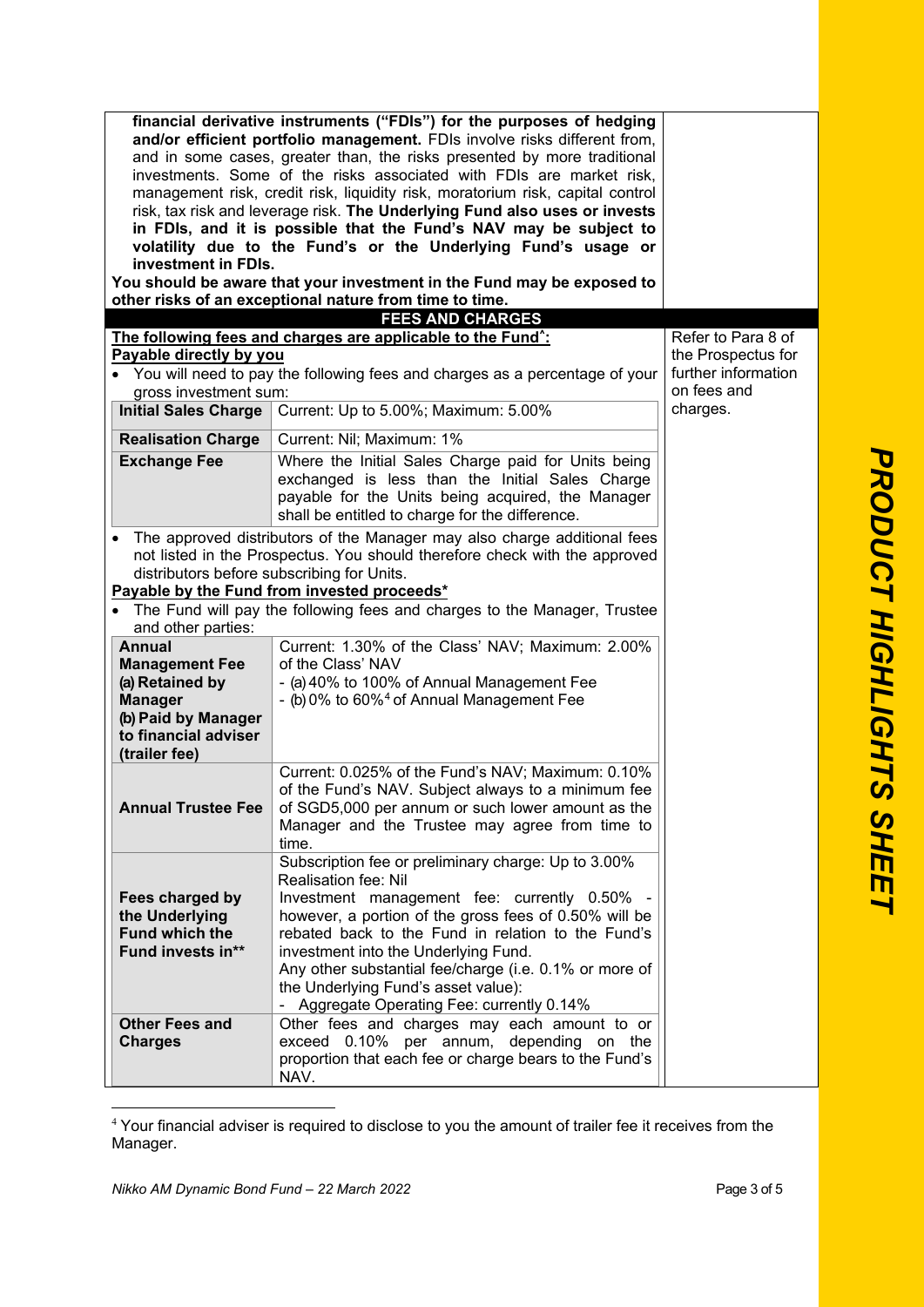**financial derivative instruments ("FDIs") for the purposes of hedging and/or efficient portfolio management.** FDIs involve risks different from, and in some cases, greater than, the risks presented by more traditional investments. Some of the risks associated with FDIs are market risk, management risk, credit risk, liquidity risk, moratorium risk, capital control risk, tax risk and leverage risk. **The Underlying Fund also uses or invests in FDIs, and it is possible that the Fund's NAV may be subject to volatility due to the Fund's or the Underlying Fund's usage or investment in FDIs.**

**You should be aware that your investment in the Fund may be exposed to other risks of an exceptional nature from time to time.**

## FEES AND CHARGES

**The following fees and charges are applicable to the Fund^:**

Refer to Para 8 of the Prospectus for further information on fees and charges.

**Payable directly by you**

- You will need to pay the following fees and charges as a percentage of your gross investment sum:

| | |
|---|---|
| **Initial Sales Charge** | Current: Up to 5.00%; Maximum: 5.00% |
| **Realisation Charge** | Current: Nil; Maximum: 1% |
| **Exchange Fee** | Where the Initial Sales Charge paid for Units being exchanged is less than the Initial Sales Charge payable for the Units being acquired, the Manager shall be entitled to charge for the difference. |

- The approved distributors of the Manager may also charge additional fees not listed in the Prospectus. You should therefore check with the approved distributors before subscribing for Units.

**Payable by the Fund from invested proceeds***

- The Fund will pay the following fees and charges to the Manager, Trustee and other parties:

| | |
|---|---|
| **Annual Management Fee**<br>**(a) Retained by Manager**<br>**(b) Paid by Manager to financial adviser (trailer fee)** | Current: 1.30% of the Class' NAV; Maximum: 2.00% of the Class' NAV<br>- (a) 40% to 100% of Annual Management Fee<br>- (b) 0% to 60%[4] of Annual Management Fee |
| **Annual Trustee Fee** | Current: 0.025% of the Fund's NAV; Maximum: 0.10% of the Fund's NAV. Subject always to a minimum fee of SGD5,000 per annum or such lower amount as the Manager and the Trustee may agree from time to time. |
| **Fees charged by the Underlying Fund which the Fund invests in**** | Subscription fee or preliminary charge: Up to 3.00%<br>Realisation fee: Nil<br>Investment management fee: currently 0.50% - however, a portion of the gross fees of 0.50% will be rebated back to the Fund in relation to the Fund's investment into the Underlying Fund.<br>Any other substantial fee/charge (i.e. 0.1% or more of the Underlying Fund's asset value):<br>- Aggregate Operating Fee: currently 0.14% |
| **Other Fees and Charges** | Other fees and charges may each amount to or exceed 0.10% per annum, depending on the proportion that each fee or charge bears to the Fund's NAV. |

[4] Your financial adviser is required to disclose to you the amount of trailer fee it receives from the Manager.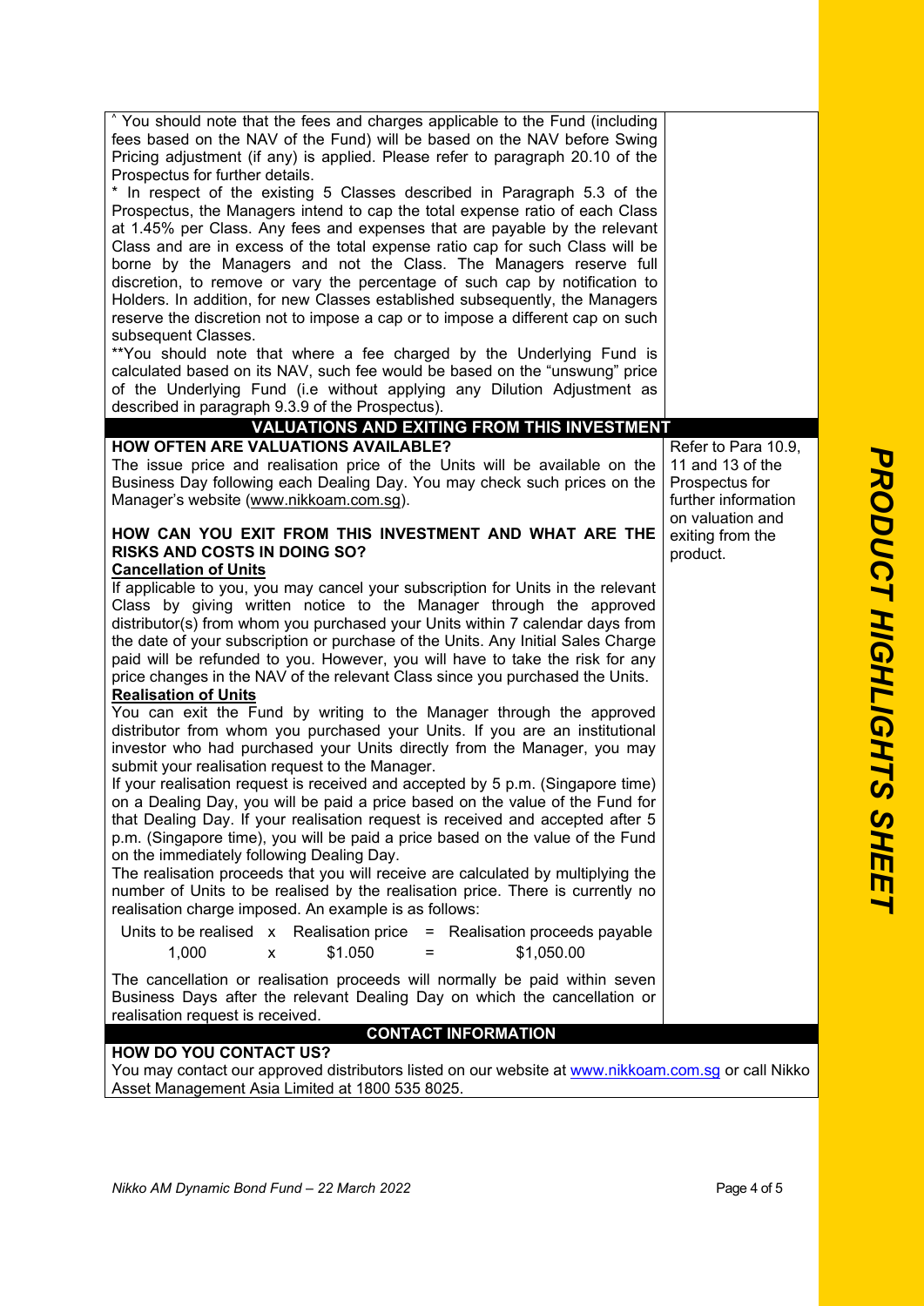^ You should note that the fees and charges applicable to the Fund (including fees based on the NAV of the Fund) will be based on the NAV before Swing Pricing adjustment (if any) is applied. Please refer to paragraph 20.10 of the Prospectus for further details.

* In respect of the existing 5 Classes described in Paragraph 5.3 of the Prospectus, the Managers intend to cap the total expense ratio of each Class at 1.45% per Class. Any fees and expenses that are payable by the relevant Class and are in excess of the total expense ratio cap for such Class will be borne by the Managers and not the Class. The Managers reserve full discretion, to remove or vary the percentage of such cap by notification to Holders. In addition, for new Classes established subsequently, the Managers reserve the discretion not to impose a cap or to impose a different cap on such subsequent Classes.

**You should note that where a fee charged by the Underlying Fund is calculated based on its NAV, such fee would be based on the "unswung" price of the Underlying Fund (i.e without applying any Dilution Adjustment as described in paragraph 9.3.9 of the Prospectus).

## VALUATIONS AND EXITING FROM THIS INVESTMENT

*Refer to Para 10.9, 11 and 13 of the Prospectus for further information on valuation and exiting from the product.*

**HOW OFTEN ARE VALUATIONS AVAILABLE?**

The issue price and realisation price of the Units will be available on the Business Day following each Dealing Day. You may check such prices on the Manager's website (www.nikkoam.com.sg).

**HOW CAN YOU EXIT FROM THIS INVESTMENT AND WHAT ARE THE RISKS AND COSTS IN DOING SO?**

**Cancellation of Units**

If applicable to you, you may cancel your subscription for Units in the relevant Class by giving written notice to the Manager through the approved distributor(s) from whom you purchased your Units within 7 calendar days from the date of your subscription or purchase of the Units. Any Initial Sales Charge paid will be refunded to you. However, you will have to take the risk for any price changes in the NAV of the relevant Class since you purchased the Units.

**Realisation of Units**

You can exit the Fund by writing to the Manager through the approved distributor from whom you purchased your Units. If you are an institutional investor who had purchased your Units directly from the Manager, you may submit your realisation request to the Manager.

If your realisation request is received and accepted by 5 p.m. (Singapore time) on a Dealing Day, you will be paid a price based on the value of the Fund for that Dealing Day. If your realisation request is received and accepted after 5 p.m. (Singapore time), you will be paid a price based on the value of the Fund on the immediately following Dealing Day.

The realisation proceeds that you will receive are calculated by multiplying the number of Units to be realised by the realisation price. There is currently no realisation charge imposed. An example is as follows:

| Units to be realised | x | Realisation price | = | Realisation proceeds payable |
|---|---|---|---|---|
| 1,000 | x | $1.050 | = | $1,050.00 |

The cancellation or realisation proceeds will normally be paid within seven Business Days after the relevant Dealing Day on which the cancellation or realisation request is received.

## CONTACT INFORMATION

**HOW DO YOU CONTACT US?**

You may contact our approved distributors listed on our website at www.nikkoam.com.sg or call Nikko Asset Management Asia Limited at 1800 535 8025.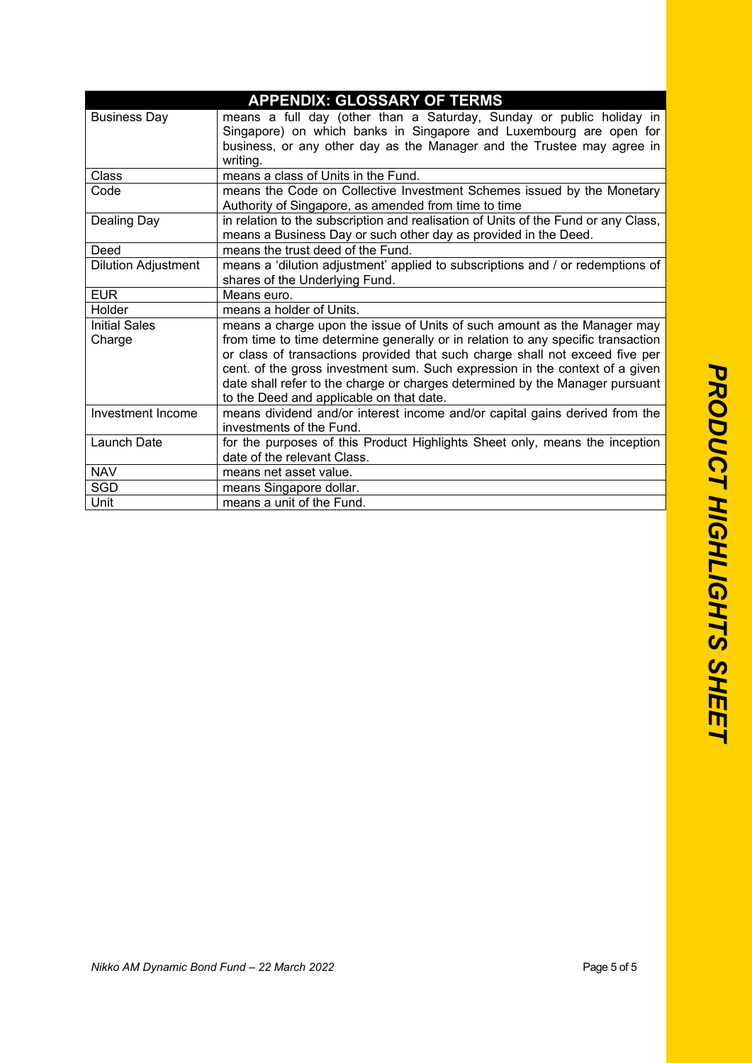## APPENDIX: GLOSSARY OF TERMS

| | |
|---|---|
| Business Day | means a full day (other than a Saturday, Sunday or public holiday in Singapore) on which banks in Singapore and Luxembourg are open for business, or any other day as the Manager and the Trustee may agree in writing. |
| Class | means a class of Units in the Fund. |
| Code | means the Code on Collective Investment Schemes issued by the Monetary Authority of Singapore, as amended from time to time |
| Dealing Day | in relation to the subscription and realisation of Units of the Fund or any Class, means a Business Day or such other day as provided in the Deed. |
| Deed | means the trust deed of the Fund. |
| Dilution Adjustment | means a 'dilution adjustment' applied to subscriptions and / or redemptions of shares of the Underlying Fund. |
| EUR | Means euro. |
| Holder | means a holder of Units. |
| Initial Sales Charge | means a charge upon the issue of Units of such amount as the Manager may from time to time determine generally or in relation to any specific transaction or class of transactions provided that such charge shall not exceed five per cent. of the gross investment sum. Such expression in the context of a given date shall refer to the charge or charges determined by the Manager pursuant to the Deed and applicable on that date. |
| Investment Income | means dividend and/or interest income and/or capital gains derived from the investments of the Fund. |
| Launch Date | for the purposes of this Product Highlights Sheet only, means the inception date of the relevant Class. |
| NAV | means net asset value. |
| SGD | means Singapore dollar. |
| Unit | means a unit of the Fund. |